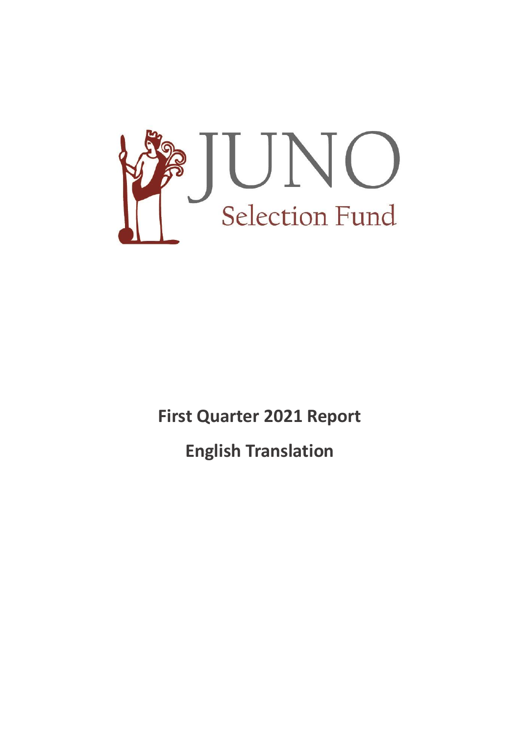# JUNO Selection Fund

**First Quarter 2021 Report**

**English Translation**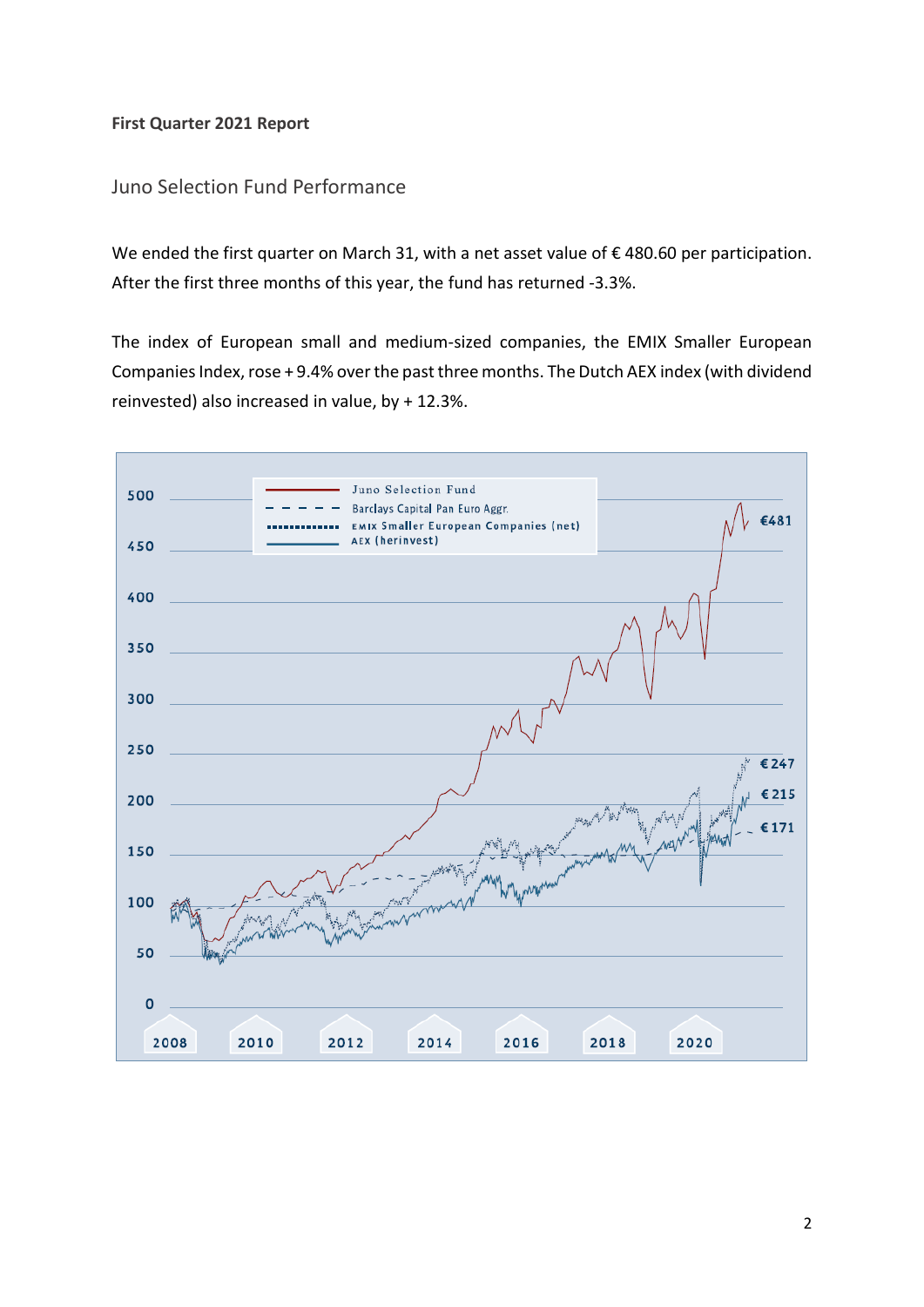**First Quarter 2021 Report**

## Juno Selection Fund Performance

We ended the first quarter on March 31, with a net asset value of € 480.60 per participation. After the first three months of this year, the fund has returned -3.3%.

The index of European small and medium-sized companies, the EMIX Smaller European Companies Index, rose + 9.4% over the past three months. The Dutch AEX index (with dividend reinvested) also increased in value, by + 12.3%.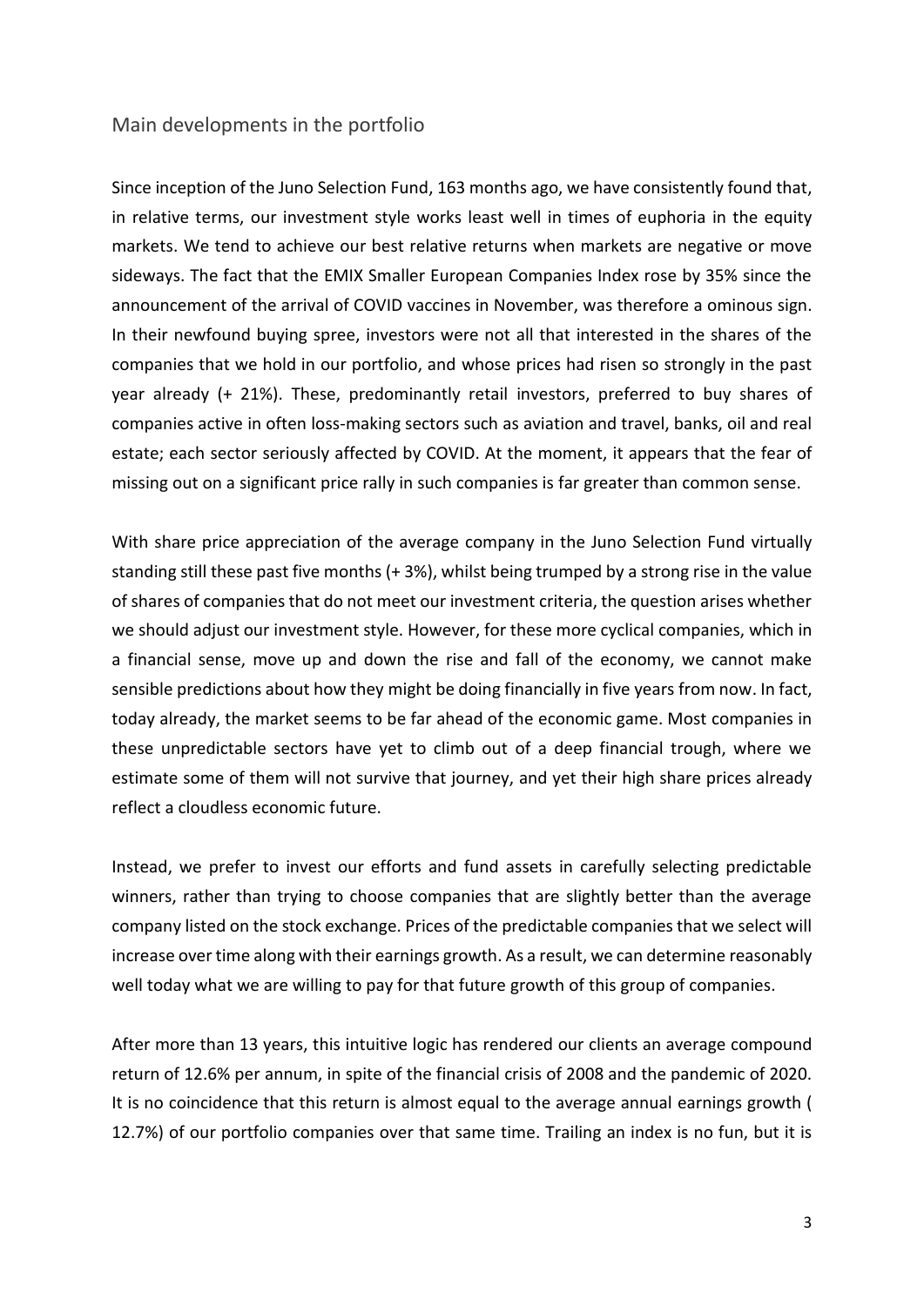## Main developments in the portfolio

Since inception of the Juno Selection Fund, 163 months ago, we have consistently found that, in relative terms, our investment style works least well in times of euphoria in the equity markets. We tend to achieve our best relative returns when markets are negative or move sideways. The fact that the EMIX Smaller European Companies Index rose by 35% since the announcement of the arrival of COVID vaccines in November, was therefore a ominous sign. In their newfound buying spree, investors were not all that interested in the shares of the companies that we hold in our portfolio, and whose prices had risen so strongly in the past year already (+ 21%). These, predominantly retail investors, preferred to buy shares of companies active in often loss-making sectors such as aviation and travel, banks, oil and real estate; each sector seriously affected by COVID. At the moment, it appears that the fear of missing out on a significant price rally in such companies is far greater than common sense.

With share price appreciation of the average company in the Juno Selection Fund virtually standing still these past five months (+ 3%), whilst being trumped by a strong rise in the value of shares of companies that do not meet our investment criteria, the question arises whether we should adjust our investment style. However, for these more cyclical companies, which in a financial sense, move up and down the rise and fall of the economy, we cannot make sensible predictions about how they might be doing financially in five years from now. In fact, today already, the market seems to be far ahead of the economic game. Most companies in these unpredictable sectors have yet to climb out of a deep financial trough, where we estimate some of them will not survive that journey, and yet their high share prices already reflect a cloudless economic future.

Instead, we prefer to invest our efforts and fund assets in carefully selecting predictable winners, rather than trying to choose companies that are slightly better than the average company listed on the stock exchange. Prices of the predictable companies that we select will increase over time along with their earnings growth. As a result, we can determine reasonably well today what we are willing to pay for that future growth of this group of companies.

After more than 13 years, this intuitive logic has rendered our clients an average compound return of 12.6% per annum, in spite of the financial crisis of 2008 and the pandemic of 2020. It is no coincidence that this return is almost equal to the average annual earnings growth ( 12.7%) of our portfolio companies over that same time. Trailing an index is no fun, but it is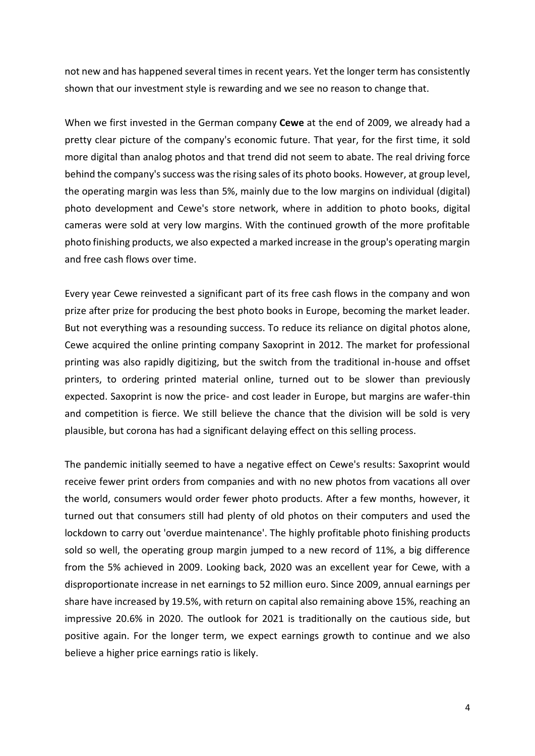not new and has happened several times in recent years. Yet the longer term has consistently shown that our investment style is rewarding and we see no reason to change that.

When we first invested in the German company **Cewe** at the end of 2009, we already had a pretty clear picture of the company's economic future. That year, for the first time, it sold more digital than analog photos and that trend did not seem to abate. The real driving force behind the company's success was the rising sales of its photo books. However, at group level, the operating margin was less than 5%, mainly due to the low margins on individual (digital) photo development and Cewe's store network, where in addition to photo books, digital cameras were sold at very low margins. With the continued growth of the more profitable photo finishing products, we also expected a marked increase in the group's operating margin and free cash flows over time.

Every year Cewe reinvested a significant part of its free cash flows in the company and won prize after prize for producing the best photo books in Europe, becoming the market leader. But not everything was a resounding success. To reduce its reliance on digital photos alone, Cewe acquired the online printing company Saxoprint in 2012. The market for professional printing was also rapidly digitizing, but the switch from the traditional in-house and offset printers, to ordering printed material online, turned out to be slower than previously expected. Saxoprint is now the price- and cost leader in Europe, but margins are wafer-thin and competition is fierce. We still believe the chance that the division will be sold is very plausible, but corona has had a significant delaying effect on this selling process.

The pandemic initially seemed to have a negative effect on Cewe's results: Saxoprint would receive fewer print orders from companies and with no new photos from vacations all over the world, consumers would order fewer photo products. After a few months, however, it turned out that consumers still had plenty of old photos on their computers and used the lockdown to carry out 'overdue maintenance'. The highly profitable photo finishing products sold so well, the operating group margin jumped to a new record of 11%, a big difference from the 5% achieved in 2009. Looking back, 2020 was an excellent year for Cewe, with a disproportionate increase in net earnings to 52 million euro. Since 2009, annual earnings per share have increased by 19.5%, with return on capital also remaining above 15%, reaching an impressive 20.6% in 2020. The outlook for 2021 is traditionally on the cautious side, but positive again. For the longer term, we expect earnings growth to continue and we also believe a higher price earnings ratio is likely.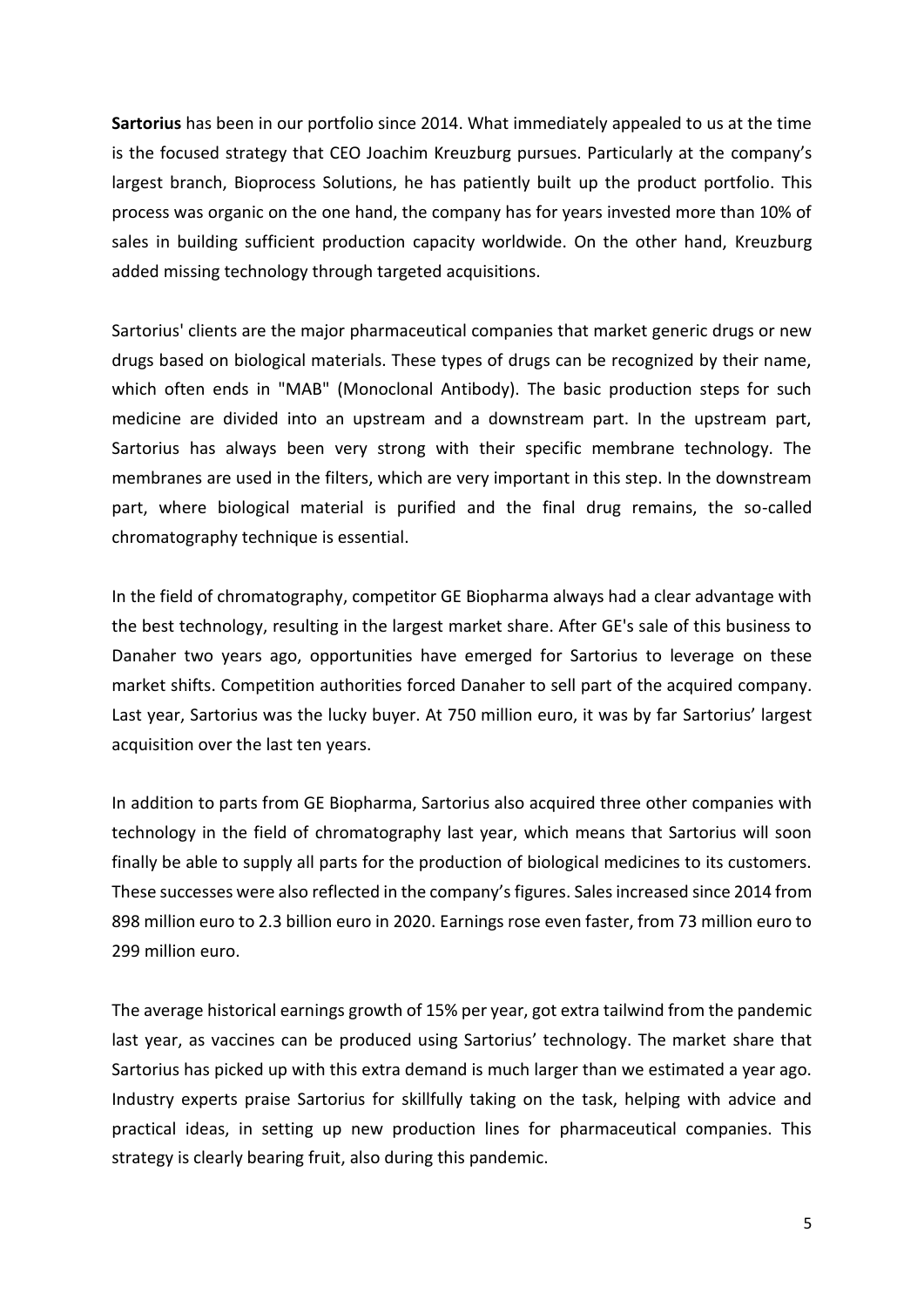**Sartorius** has been in our portfolio since 2014. What immediately appealed to us at the time is the focused strategy that CEO Joachim Kreuzburg pursues. Particularly at the company's largest branch, Bioprocess Solutions, he has patiently built up the product portfolio. This process was organic on the one hand, the company has for years invested more than 10% of sales in building sufficient production capacity worldwide. On the other hand, Kreuzburg added missing technology through targeted acquisitions.

Sartorius' clients are the major pharmaceutical companies that market generic drugs or new drugs based on biological materials. These types of drugs can be recognized by their name, which often ends in "MAB" (Monoclonal Antibody). The basic production steps for such medicine are divided into an upstream and a downstream part. In the upstream part, Sartorius has always been very strong with their specific membrane technology. The membranes are used in the filters, which are very important in this step. In the downstream part, where biological material is purified and the final drug remains, the so-called chromatography technique is essential.

In the field of chromatography, competitor GE Biopharma always had a clear advantage with the best technology, resulting in the largest market share. After GE's sale of this business to Danaher two years ago, opportunities have emerged for Sartorius to leverage on these market shifts. Competition authorities forced Danaher to sell part of the acquired company. Last year, Sartorius was the lucky buyer. At 750 million euro, it was by far Sartorius' largest acquisition over the last ten years.

In addition to parts from GE Biopharma, Sartorius also acquired three other companies with technology in the field of chromatography last year, which means that Sartorius will soon finally be able to supply all parts for the production of biological medicines to its customers. These successes were also reflected in the company's figures. Sales increased since 2014 from 898 million euro to 2.3 billion euro in 2020. Earnings rose even faster, from 73 million euro to 299 million euro.

The average historical earnings growth of 15% per year, got extra tailwind from the pandemic last year, as vaccines can be produced using Sartorius' technology. The market share that Sartorius has picked up with this extra demand is much larger than we estimated a year ago. Industry experts praise Sartorius for skillfully taking on the task, helping with advice and practical ideas, in setting up new production lines for pharmaceutical companies. This strategy is clearly bearing fruit, also during this pandemic.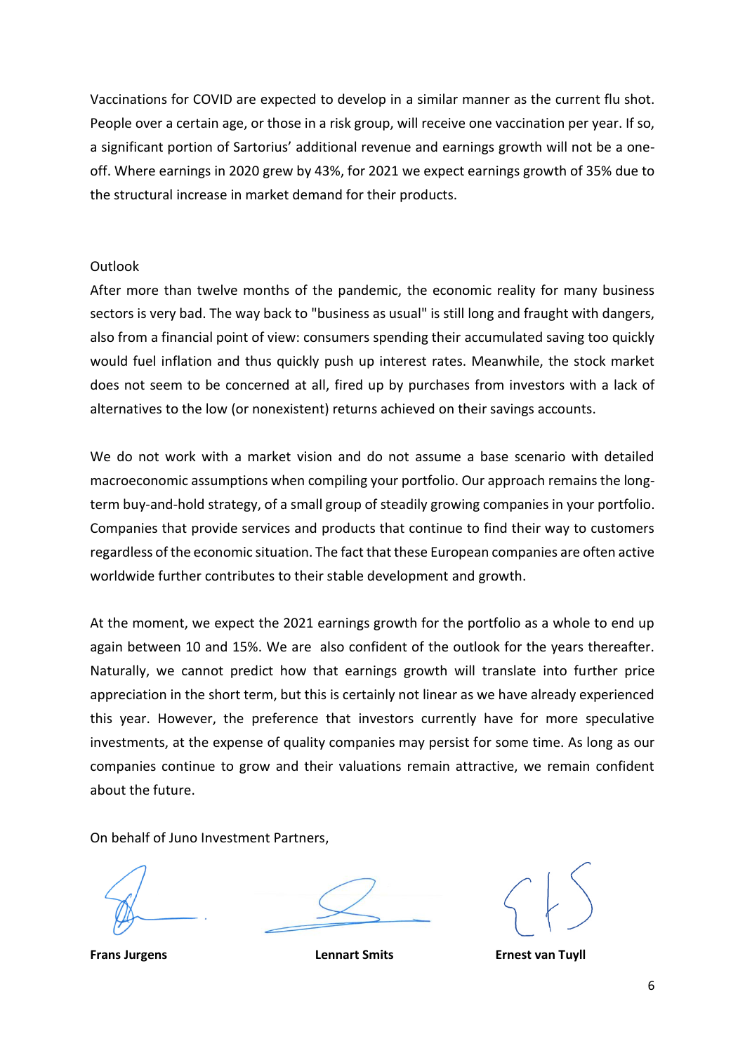Vaccinations for COVID are expected to develop in a similar manner as the current flu shot. People over a certain age, or those in a risk group, will receive one vaccination per year. If so, a significant portion of Sartorius' additional revenue and earnings growth will not be a one-off. Where earnings in 2020 grew by 43%, for 2021 we expect earnings growth of 35% due to the structural increase in market demand for their products.

## Outlook

After more than twelve months of the pandemic, the economic reality for many business sectors is very bad. The way back to "business as usual" is still long and fraught with dangers, also from a financial point of view: consumers spending their accumulated saving too quickly would fuel inflation and thus quickly push up interest rates. Meanwhile, the stock market does not seem to be concerned at all, fired up by purchases from investors with a lack of alternatives to the low (or nonexistent) returns achieved on their savings accounts.

We do not work with a market vision and do not assume a base scenario with detailed macroeconomic assumptions when compiling your portfolio. Our approach remains the long-term buy-and-hold strategy, of a small group of steadily growing companies in your portfolio. Companies that provide services and products that continue to find their way to customers regardless of the economic situation. The fact that these European companies are often active worldwide further contributes to their stable development and growth.

At the moment, we expect the 2021 earnings growth for the portfolio as a whole to end up again between 10 and 15%. We are also confident of the outlook for the years thereafter. Naturally, we cannot predict how that earnings growth will translate into further price appreciation in the short term, but this is certainly not linear as we have already experienced this year. However, the preference that investors currently have for more speculative investments, at the expense of quality companies may persist for some time. As long as our companies continue to grow and their valuations remain attractive, we remain confident about the future.

On behalf of Juno Investment Partners,

**Frans Jurgens** **Lennart Smits** **Ernest van Tuyll**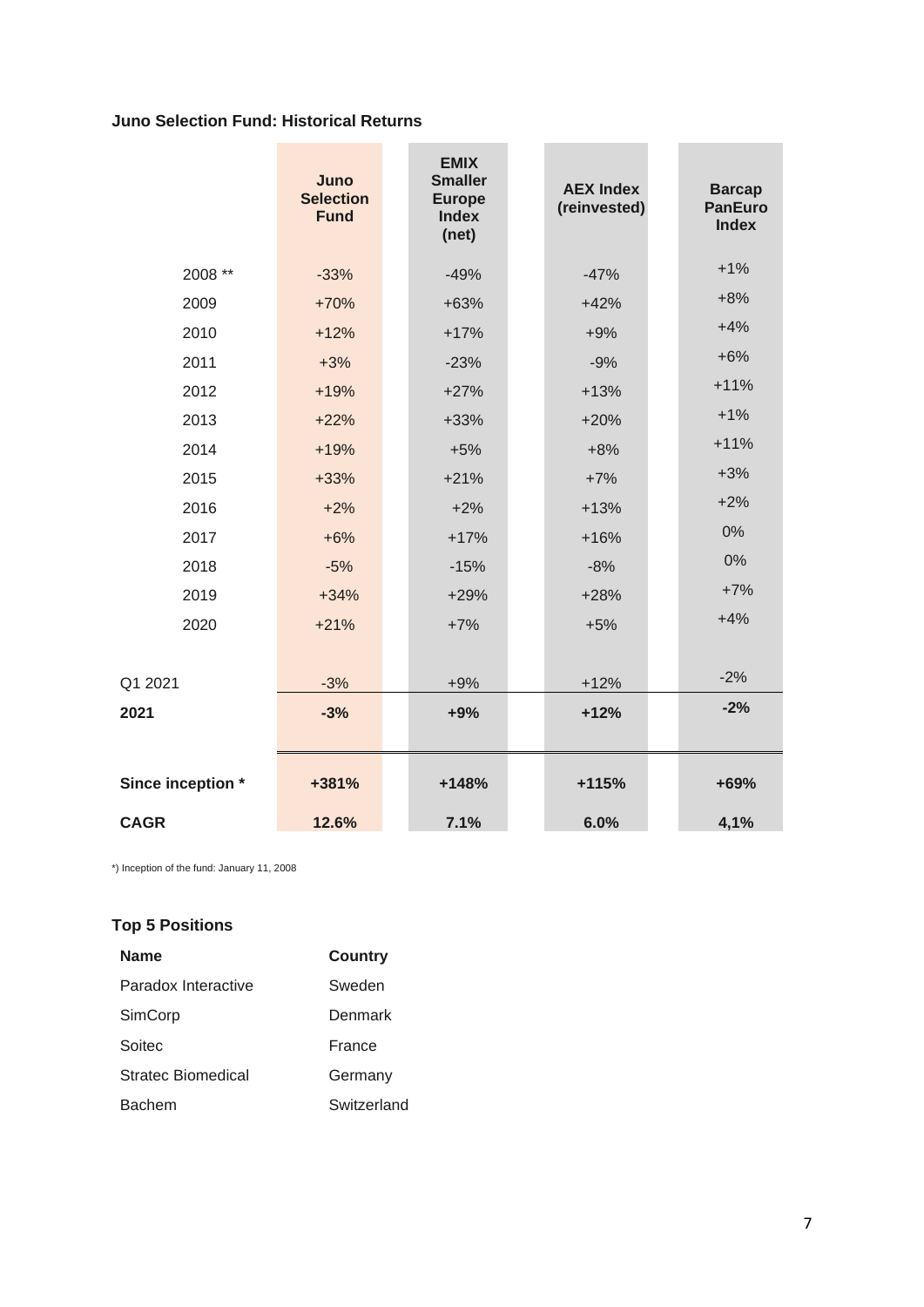### Juno Selection Fund: Historical Returns

| | Juno Selection Fund | EMIX Smaller Europe Index (net) | AEX Index (reinvested) | Barcap PanEuro Index |
|---|---|---|---|---|
| 2008 ** | -33% | -49% | -47% | +1% |
| 2009 | +70% | +63% | +42% | +8% |
| 2010 | +12% | +17% | +9% | +4% |
| 2011 | +3% | -23% | -9% | +6% |
| 2012 | +19% | +27% | +13% | +11% |
| 2013 | +22% | +33% | +20% | +1% |
| 2014 | +19% | +5% | +8% | +11% |
| 2015 | +33% | +21% | +7% | +3% |
| 2016 | +2% | +2% | +13% | +2% |
| 2017 | +6% | +17% | +16% | 0% |
| 2018 | -5% | -15% | -8% | 0% |
| 2019 | +34% | +29% | +28% | +7% |
| 2020 | +21% | +7% | +5% | +4% |
| Q1 2021 | -3% | +9% | +12% | -2% |
| **2021** | **-3%** | **+9%** | **+12%** | **-2%** |
| **Since inception *** | **+381%** | **+148%** | **+115%** | **+69%** |
| **CAGR** | **12.6%** | **7.1%** | **6.0%** | **4,1%** |

*) Inception of the fund: January 11, 2008

### Top 5 Positions

| Name | Country |
|---|---|
| Paradox Interactive | Sweden |
| SimCorp | Denmark |
| Soitec | France |
| Stratec Biomedical | Germany |
| Bachem | Switzerland |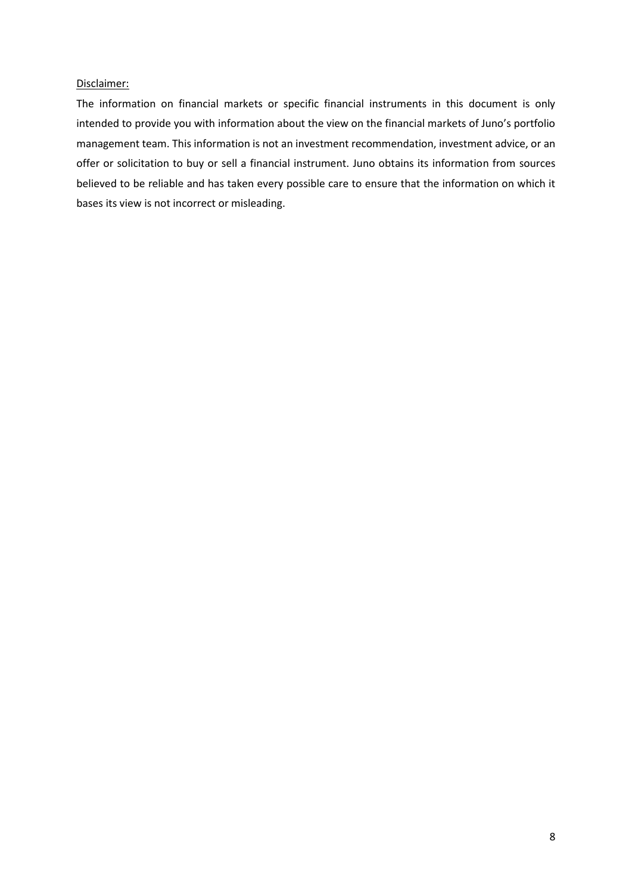Disclaimer:

The information on financial markets or specific financial instruments in this document is only intended to provide you with information about the view on the financial markets of Juno's portfolio management team. This information is not an investment recommendation, investment advice, or an offer or solicitation to buy or sell a financial instrument. Juno obtains its information from sources believed to be reliable and has taken every possible care to ensure that the information on which it bases its view is not incorrect or misleading.